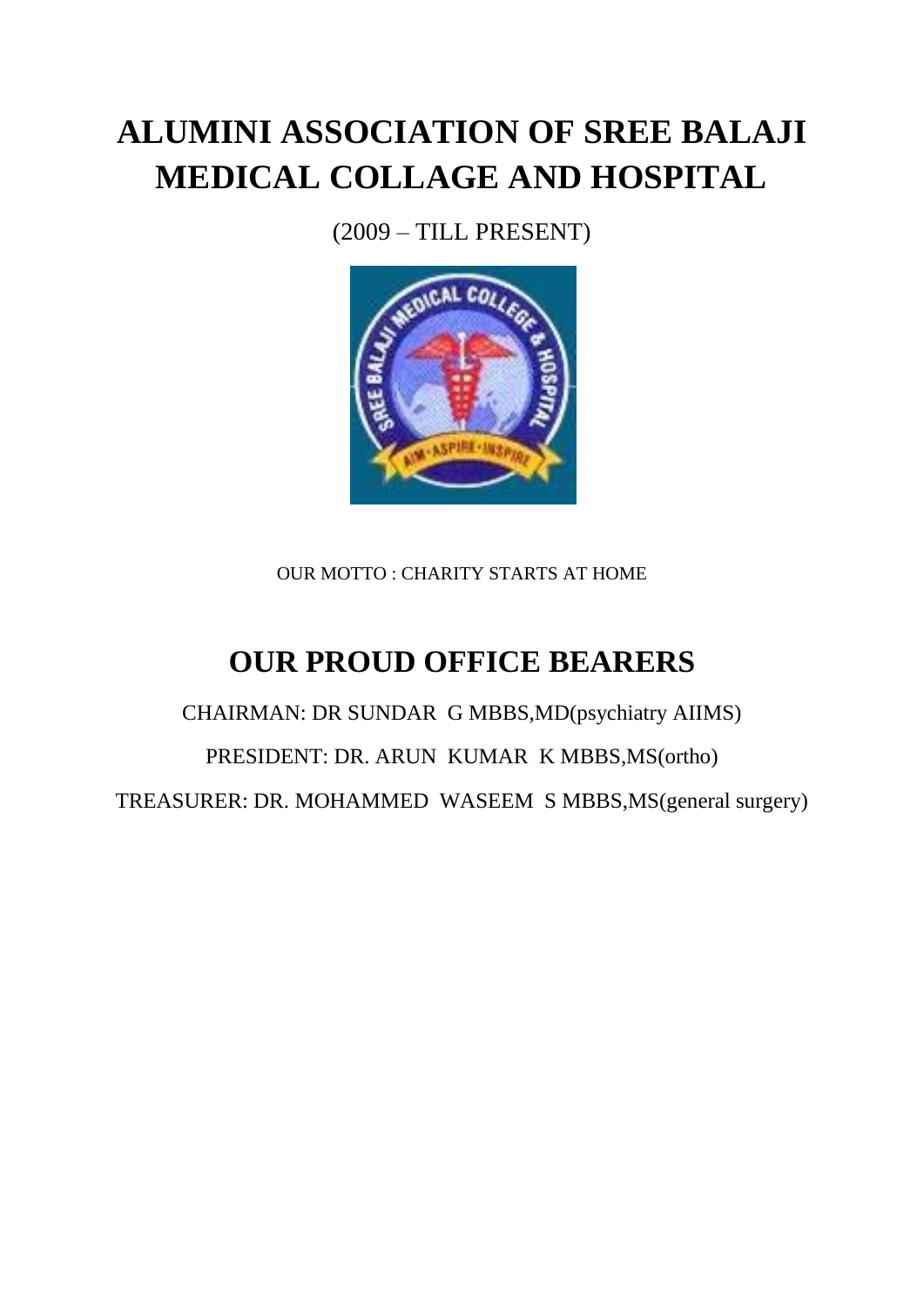# ALUMINI ASSOCIATION OF SREE BALAJI MEDICAL COLLAGE AND HOSPITAL

(2009 – TILL PRESENT)

OUR MOTTO : CHARITY STARTS AT HOME

## OUR PROUD OFFICE BEARERS

CHAIRMAN: DR SUNDAR G MBBS,MD(psychiatry AIIMS)

PRESIDENT: DR. ARUN KUMAR K MBBS,MS(ortho)

TREASURER: DR. MOHAMMED WASEEM S MBBS,MS(general surgery)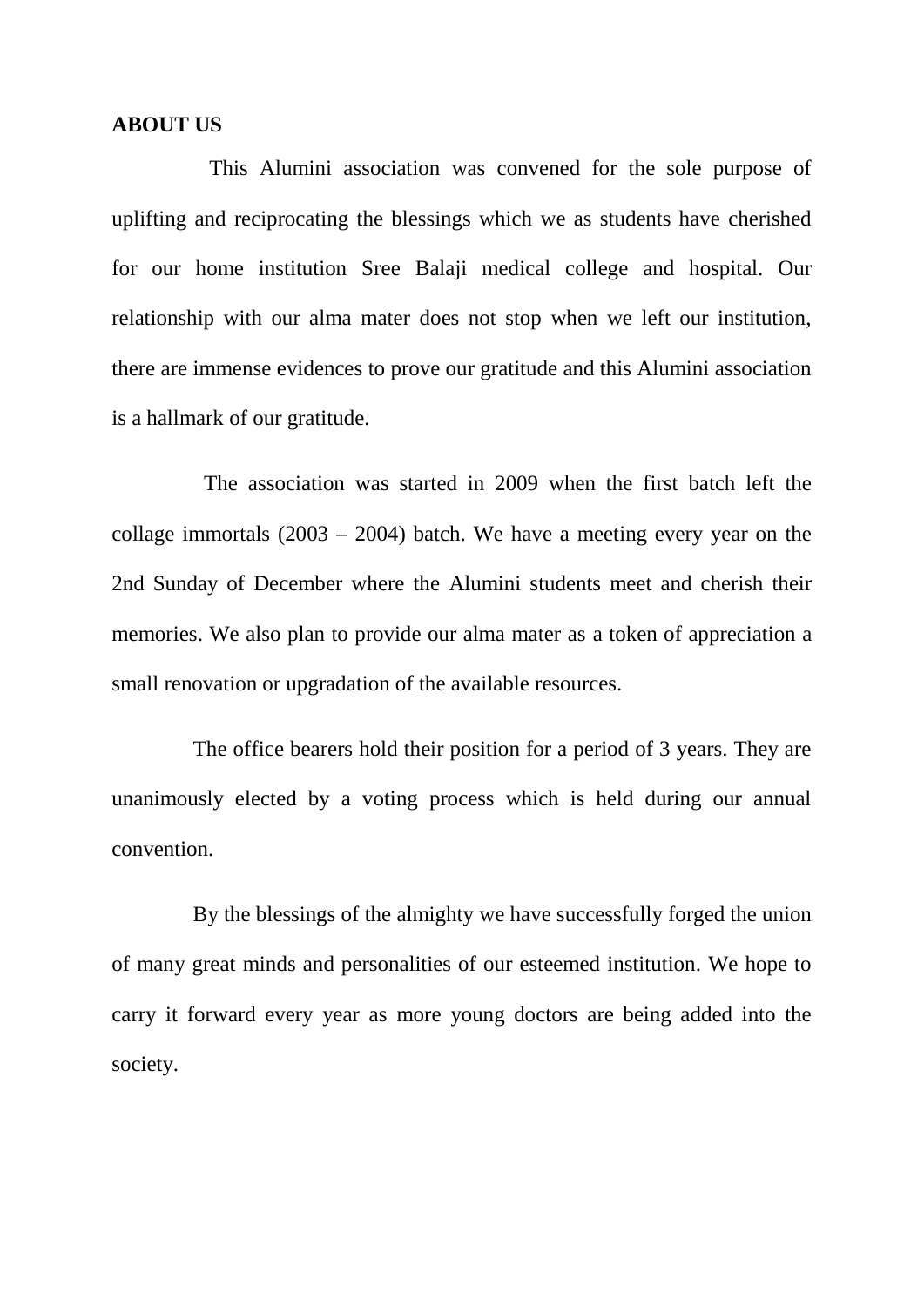**ABOUT US**

This Alumini association was convened for the sole purpose of uplifting and reciprocating the blessings which we as students have cherished for our home institution Sree Balaji medical college and hospital. Our relationship with our alma mater does not stop when we left our institution, there are immense evidences to prove our gratitude and this Alumini association is a hallmark of our gratitude.

The association was started in 2009 when the first batch left the collage immortals (2003 – 2004) batch. We have a meeting every year on the 2nd Sunday of December where the Alumini students meet and cherish their memories. We also plan to provide our alma mater as a token of appreciation a small renovation or upgradation of the available resources.

The office bearers hold their position for a period of 3 years. They are unanimously elected by a voting process which is held during our annual convention.

By the blessings of the almighty we have successfully forged the union of many great minds and personalities of our esteemed institution. We hope to carry it forward every year as more young doctors are being added into the society.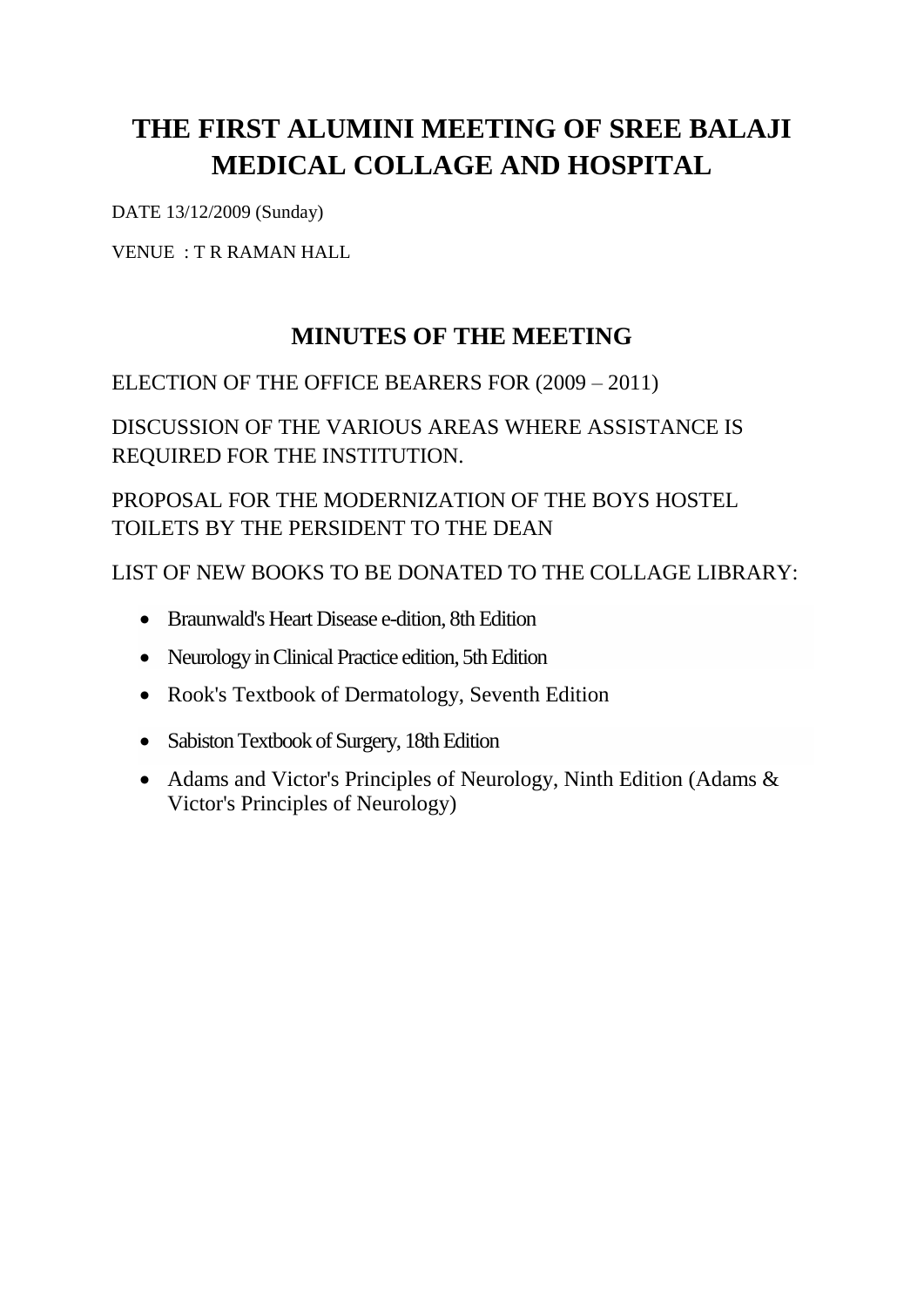# THE FIRST ALUMINI MEETING OF SREE BALAJI MEDICAL COLLAGE AND HOSPITAL

DATE 13/12/2009 (Sunday)

VENUE : T R RAMAN HALL

## MINUTES OF THE MEETING

ELECTION OF THE OFFICE BEARERS FOR (2009 – 2011)

DISCUSSION OF THE VARIOUS AREAS WHERE ASSISTANCE IS REQUIRED FOR THE INSTITUTION.

PROPOSAL FOR THE MODERNIZATION OF THE BOYS HOSTEL TOILETS BY THE PERSIDENT TO THE DEAN

LIST OF NEW BOOKS TO BE DONATED TO THE COLLAGE LIBRARY:

- Braunwald's Heart Disease e-dition, 8th Edition
- Neurology in Clinical Practice edition, 5th Edition
- Rook's Textbook of Dermatology, Seventh Edition
- Sabiston Textbook of Surgery, 18th Edition
- Adams and Victor's Principles of Neurology, Ninth Edition (Adams & Victor's Principles of Neurology)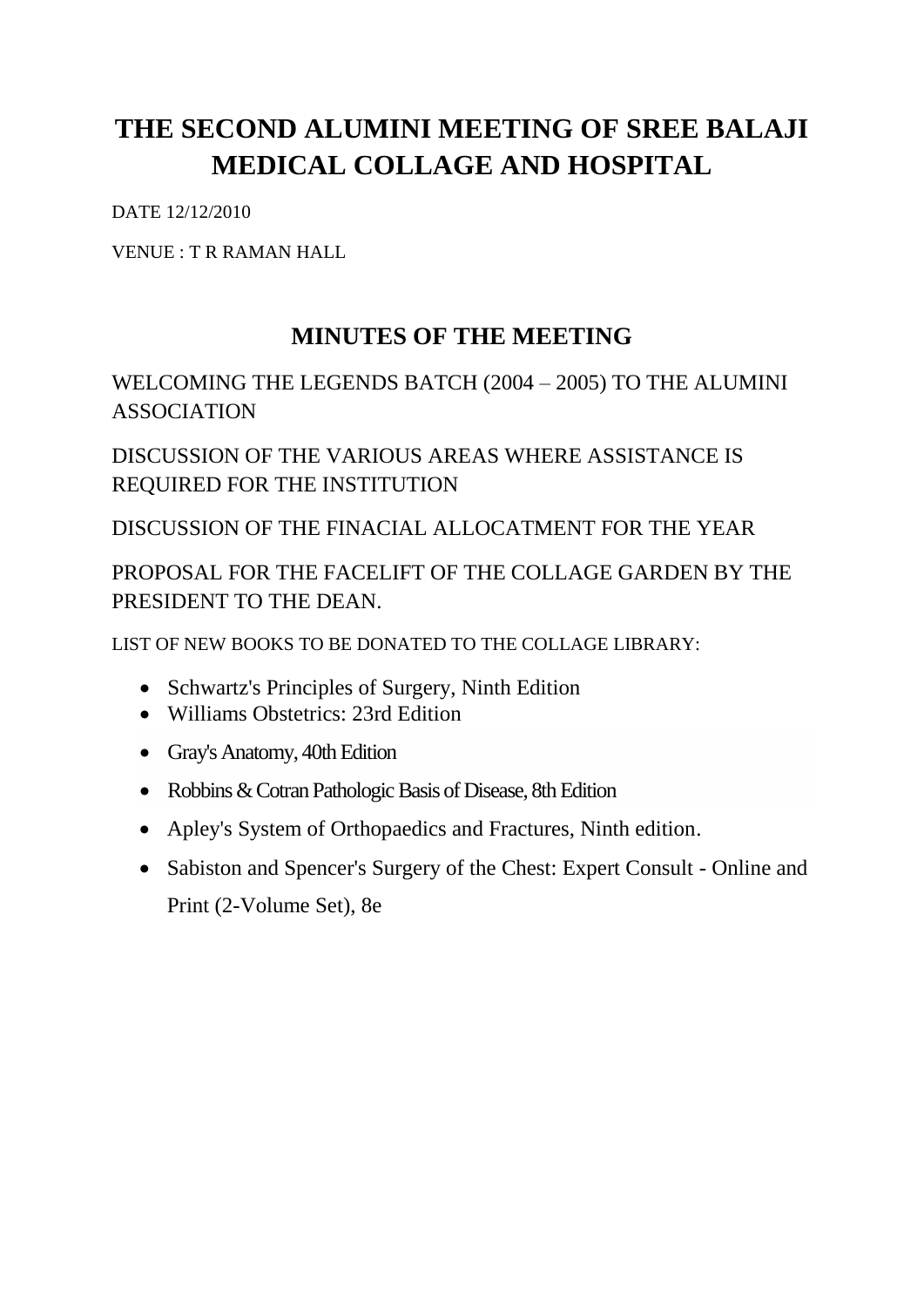# THE SECOND ALUMINI MEETING OF SREE BALAJI MEDICAL COLLAGE AND HOSPITAL

DATE 12/12/2010

VENUE : T R RAMAN HALL

## MINUTES OF THE MEETING

WELCOMING THE LEGENDS BATCH (2004 – 2005) TO THE ALUMINI ASSOCIATION

DISCUSSION OF THE VARIOUS AREAS WHERE ASSISTANCE IS REQUIRED FOR THE INSTITUTION

DISCUSSION OF THE FINACIAL ALLOCATMENT FOR THE YEAR

PROPOSAL FOR THE FACELIFT OF THE COLLAGE GARDEN BY THE PRESIDENT TO THE DEAN.

LIST OF NEW BOOKS TO BE DONATED TO THE COLLAGE LIBRARY:

- Schwartz's Principles of Surgery, Ninth Edition
- Williams Obstetrics: 23rd Edition
- Gray's Anatomy, 40th Edition
- Robbins & Cotran Pathologic Basis of Disease, 8th Edition
- Apley's System of Orthopaedics and Fractures, Ninth edition.
- Sabiston and Spencer's Surgery of the Chest: Expert Consult - Online and Print (2-Volume Set), 8e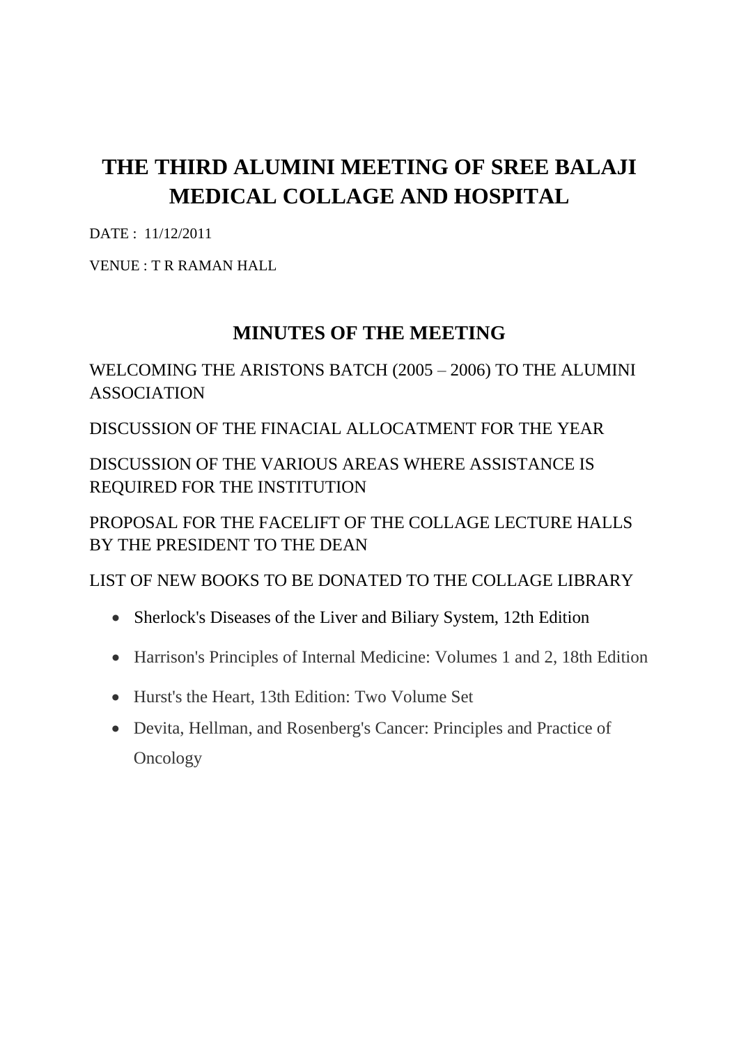# THE THIRD ALUMINI MEETING OF SREE BALAJI MEDICAL COLLAGE AND HOSPITAL

DATE : 11/12/2011

VENUE : T R RAMAN HALL

## MINUTES OF THE MEETING

WELCOMING THE ARISTONS BATCH (2005 – 2006) TO THE ALUMINI ASSOCIATION

DISCUSSION OF THE FINACIAL ALLOCATMENT FOR THE YEAR

DISCUSSION OF THE VARIOUS AREAS WHERE ASSISTANCE IS REQUIRED FOR THE INSTITUTION

PROPOSAL FOR THE FACELIFT OF THE COLLAGE LECTURE HALLS BY THE PRESIDENT TO THE DEAN

LIST OF NEW BOOKS TO BE DONATED TO THE COLLAGE LIBRARY

- Sherlock's Diseases of the Liver and Biliary System, 12th Edition
- Harrison's Principles of Internal Medicine: Volumes 1 and 2, 18th Edition
- Hurst's the Heart, 13th Edition: Two Volume Set
- Devita, Hellman, and Rosenberg's Cancer: Principles and Practice of Oncology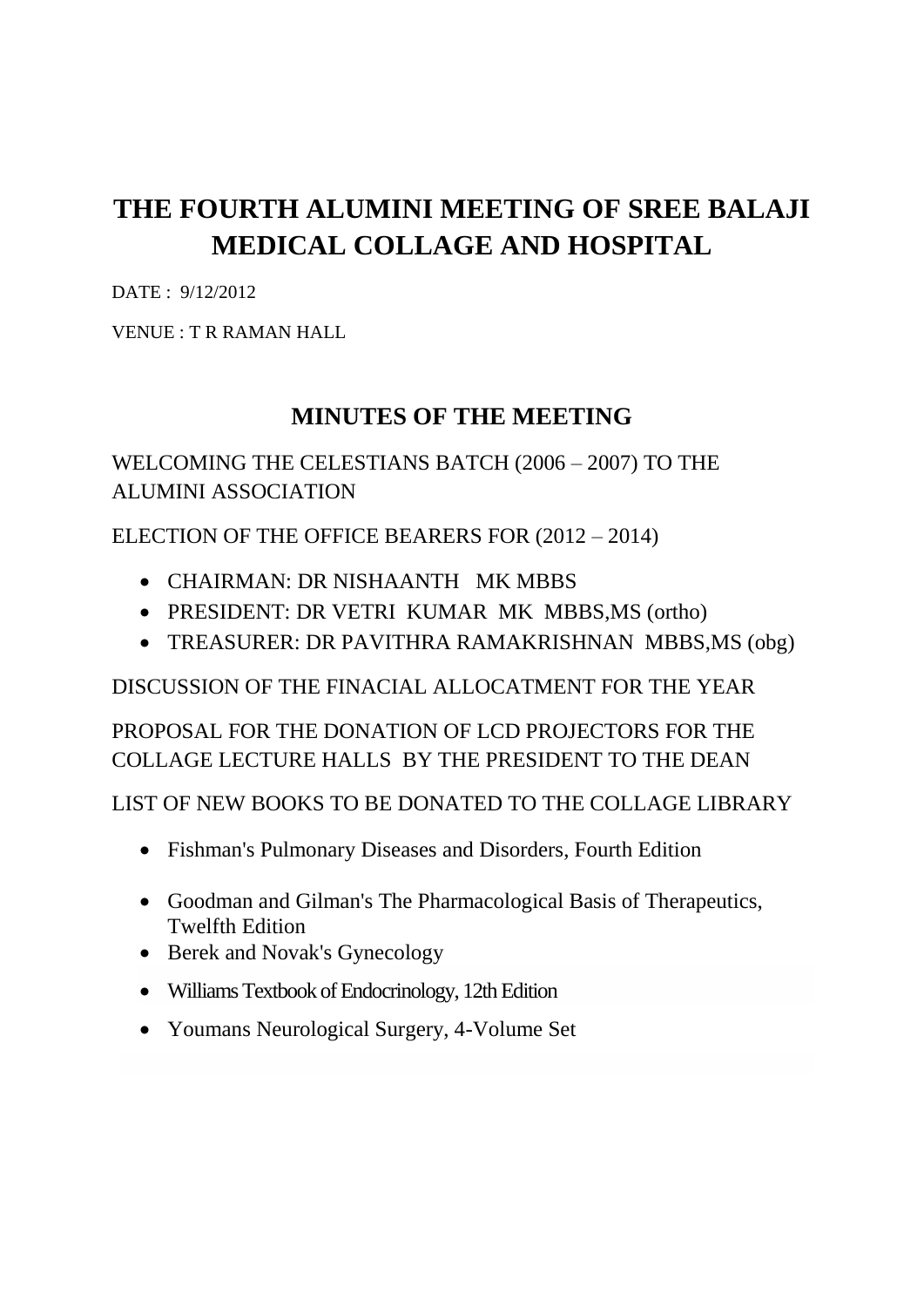# THE FOURTH ALUMINI MEETING OF SREE BALAJI MEDICAL COLLAGE AND HOSPITAL

DATE : 9/12/2012

VENUE : T R RAMAN HALL

## MINUTES OF THE MEETING

WELCOMING THE CELESTIANS BATCH (2006 – 2007) TO THE ALUMINI ASSOCIATION

ELECTION OF THE OFFICE BEARERS FOR (2012 – 2014)

- CHAIRMAN: DR NISHAANTH MK MBBS
- PRESIDENT: DR VETRI KUMAR MK MBBS,MS (ortho)
- TREASURER: DR PAVITHRA RAMAKRISHNAN MBBS,MS (obg)

DISCUSSION OF THE FINACIAL ALLOCATMENT FOR THE YEAR

PROPOSAL FOR THE DONATION OF LCD PROJECTORS FOR THE COLLAGE LECTURE HALLS BY THE PRESIDENT TO THE DEAN

LIST OF NEW BOOKS TO BE DONATED TO THE COLLAGE LIBRARY

- Fishman's Pulmonary Diseases and Disorders, Fourth Edition
- Goodman and Gilman's The Pharmacological Basis of Therapeutics, Twelfth Edition
- Berek and Novak's Gynecology
- Williams Textbook of Endocrinology, 12th Edition
- Youmans Neurological Surgery, 4-Volume Set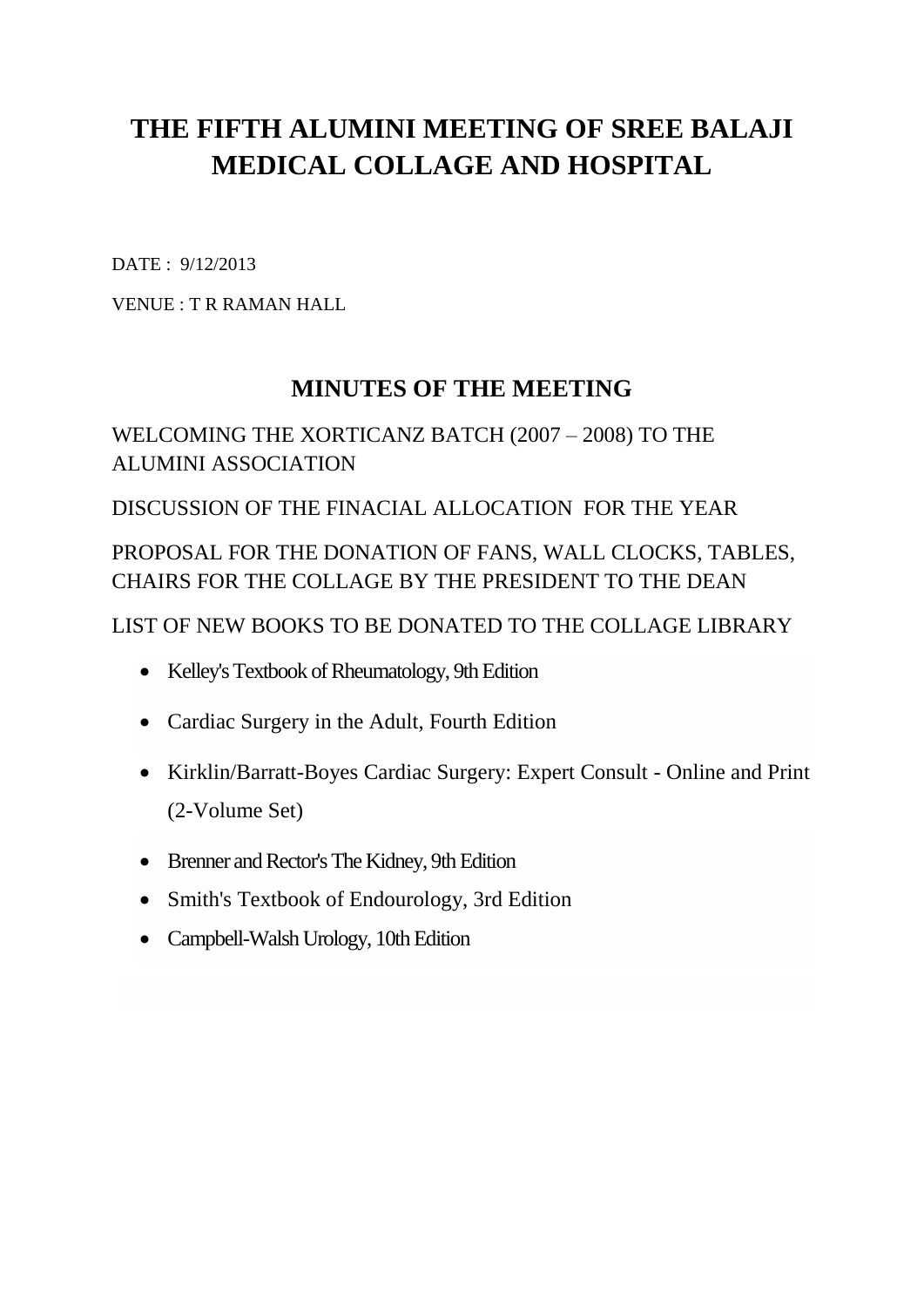# THE FIFTH ALUMINI MEETING OF SREE BALAJI MEDICAL COLLAGE AND HOSPITAL

DATE : 9/12/2013

VENUE : T R RAMAN HALL

## MINUTES OF THE MEETING

WELCOMING THE XORTICANZ BATCH (2007 – 2008) TO THE ALUMINI ASSOCIATION

DISCUSSION OF THE FINACIAL ALLOCATION FOR THE YEAR

PROPOSAL FOR THE DONATION OF FANS, WALL CLOCKS, TABLES, CHAIRS FOR THE COLLAGE BY THE PRESIDENT TO THE DEAN

LIST OF NEW BOOKS TO BE DONATED TO THE COLLAGE LIBRARY

- Kelley's Textbook of Rheumatology, 9th Edition
- Cardiac Surgery in the Adult, Fourth Edition
- Kirklin/Barratt-Boyes Cardiac Surgery: Expert Consult - Online and Print (2-Volume Set)
- Brenner and Rector's The Kidney, 9th Edition
- Smith's Textbook of Endourology, 3rd Edition
- Campbell-Walsh Urology, 10th Edition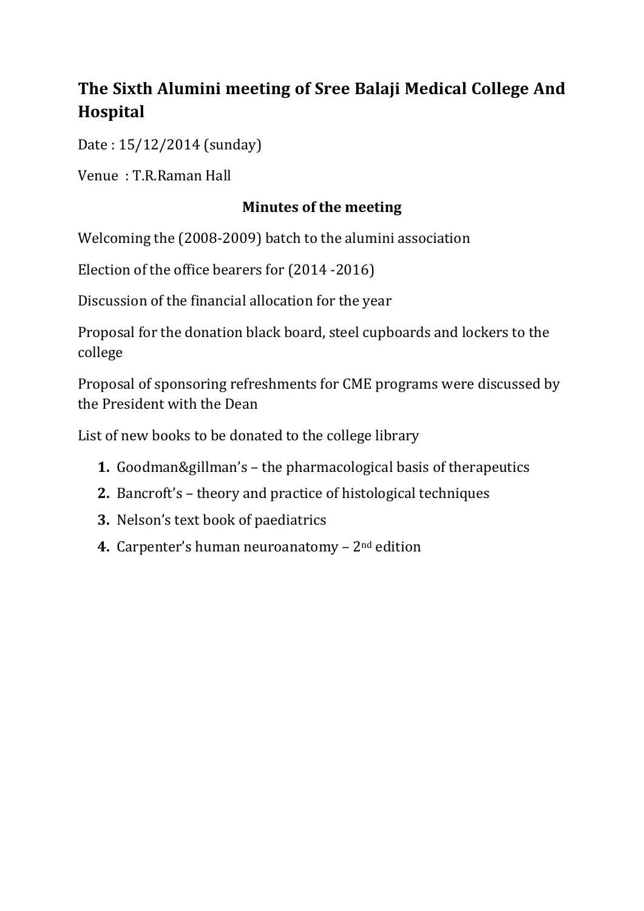# The Sixth Alumini meeting of Sree Balaji Medical College And Hospital

Date : 15/12/2014 (sunday)

Venue : T.R.Raman Hall

**Minutes of the meeting**

Welcoming the (2008-2009) batch to the alumini association

Election of the office bearers for (2014 -2016)

Discussion of the financial allocation for the year

Proposal for the donation black board, steel cupboards and lockers to the college

Proposal of sponsoring refreshments for CME programs were discussed by the President with the Dean

List of new books to be donated to the college library

1. Goodman&gillman's – the pharmacological basis of therapeutics
2. Bancroft's – theory and practice of histological techniques
3. Nelson's text book of paediatrics
4. Carpenter's human neuroanatomy – 2nd edition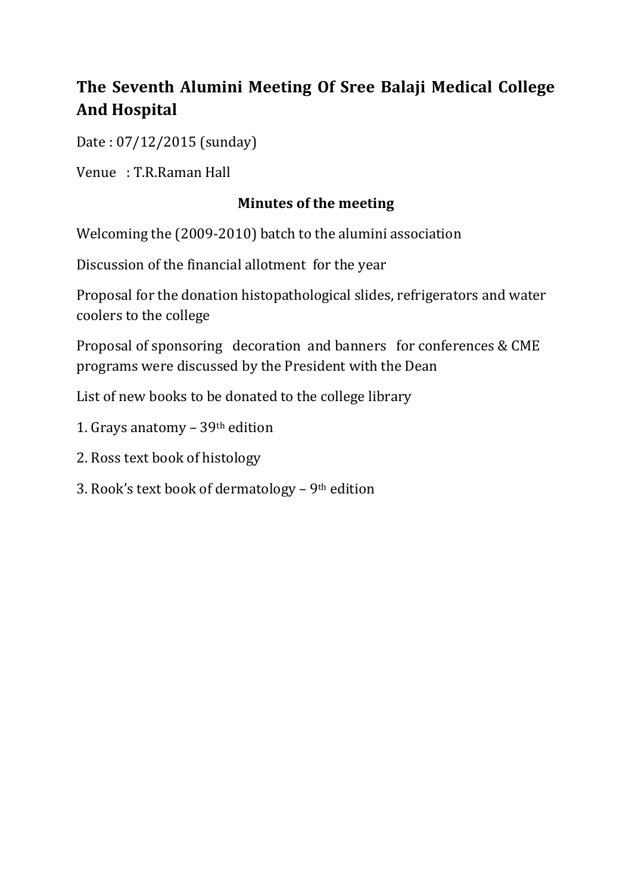# The Seventh Alumini Meeting Of Sree Balaji Medical College And Hospital

Date : 07/12/2015 (sunday)

Venue : T.R.Raman Hall

**Minutes of the meeting**

Welcoming the (2009-2010) batch to the alumini association

Discussion of the financial allotment for the year

Proposal for the donation histopathological slides, refrigerators and water coolers to the college

Proposal of sponsoring decoration and banners for conferences & CME programs were discussed by the President with the Dean

List of new books to be donated to the college library

1. Grays anatomy – 39th edition
2. Ross text book of histology
3. Rook's text book of dermatology – 9th edition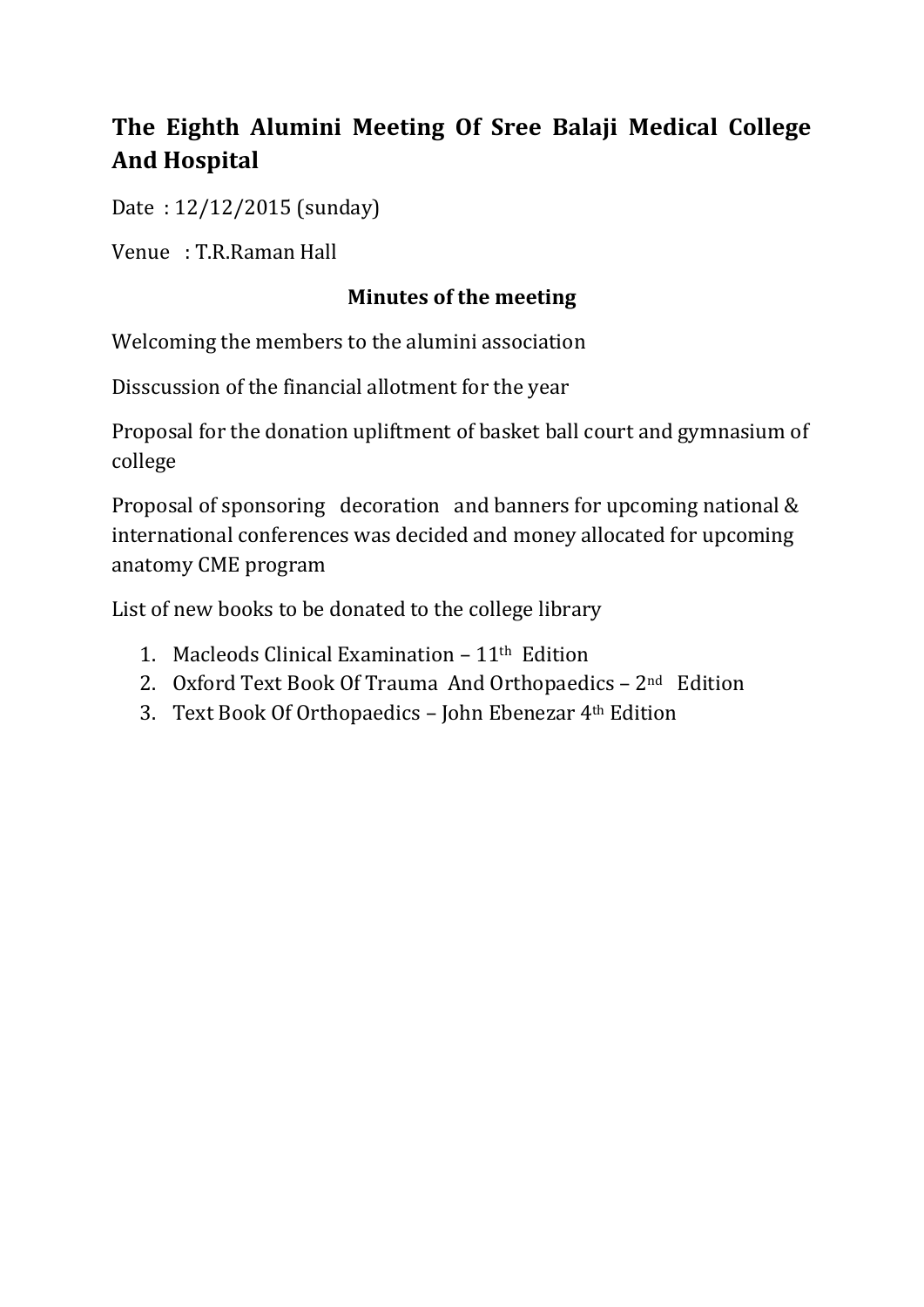## The Eighth Alumini Meeting Of Sree Balaji Medical College And Hospital

Date : 12/12/2015 (sunday)

Venue : T.R.Raman Hall

**Minutes of the meeting**

Welcoming the members to the alumini association

Disscussion of the financial allotment for the year

Proposal for the donation upliftment of basket ball court and gymnasium of college

Proposal of sponsoring decoration and banners for upcoming national & international conferences was decided and money allocated for upcoming anatomy CME program

List of new books to be donated to the college library

1. Macleods Clinical Examination – 11th Edition
2. Oxford Text Book Of Trauma And Orthopaedics – 2nd Edition
3. Text Book Of Orthopaedics – John Ebenezar 4th Edition